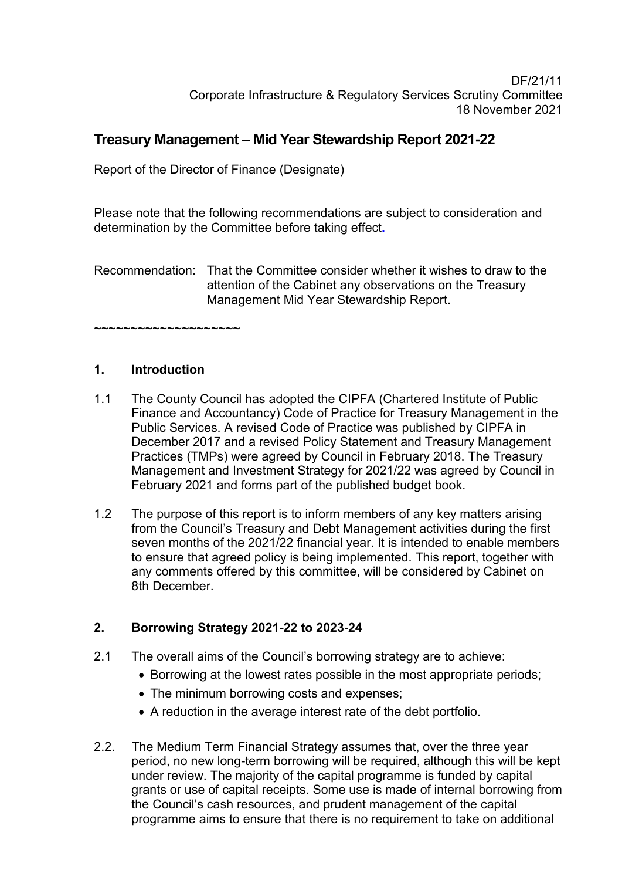DF/21/11
Corporate Infrastructure & Regulatory Services Scrutiny Committee
18 November 2021

# Treasury Management – Mid Year Stewardship Report 2021-22

Report of the Director of Finance (Designate)

Please note that the following recommendations are subject to consideration and determination by the Committee before taking effect.

Recommendation: That the Committee consider whether it wishes to draw to the attention of the Cabinet any observations on the Treasury Management Mid Year Stewardship Report.

~~~~~~~~~~~~~~~~~~~~

## 1. Introduction

1.1 The County Council has adopted the CIPFA (Chartered Institute of Public Finance and Accountancy) Code of Practice for Treasury Management in the Public Services. A revised Code of Practice was published by CIPFA in December 2017 and a revised Policy Statement and Treasury Management Practices (TMPs) were agreed by Council in February 2018. The Treasury Management and Investment Strategy for 2021/22 was agreed by Council in February 2021 and forms part of the published budget book.

1.2 The purpose of this report is to inform members of any key matters arising from the Council's Treasury and Debt Management activities during the first seven months of the 2021/22 financial year. It is intended to enable members to ensure that agreed policy is being implemented. This report, together with any comments offered by this committee, will be considered by Cabinet on 8th December.

## 2. Borrowing Strategy 2021-22 to 2023-24

2.1 The overall aims of the Council's borrowing strategy are to achieve:

- Borrowing at the lowest rates possible in the most appropriate periods;
- The minimum borrowing costs and expenses;
- A reduction in the average interest rate of the debt portfolio.

2.2. The Medium Term Financial Strategy assumes that, over the three year period, no new long-term borrowing will be required, although this will be kept under review. The majority of the capital programme is funded by capital grants or use of capital receipts. Some use is made of internal borrowing from the Council's cash resources, and prudent management of the capital programme aims to ensure that there is no requirement to take on additional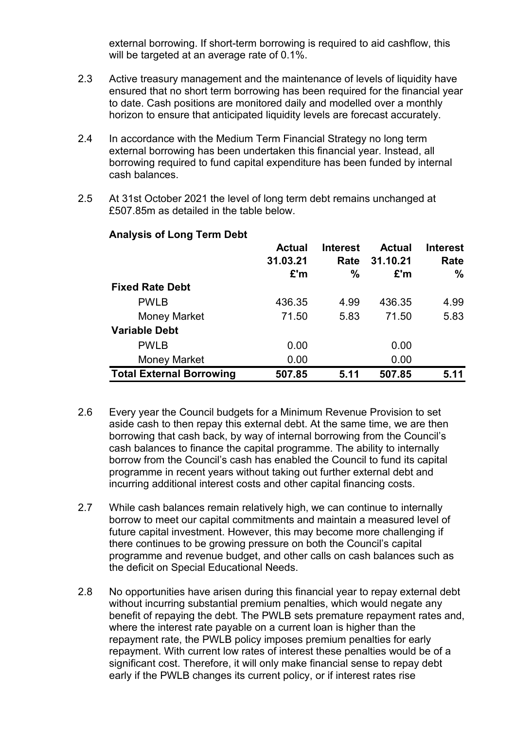external borrowing. If short-term borrowing is required to aid cashflow, this will be targeted at an average rate of 0.1%.

2.3 Active treasury management and the maintenance of levels of liquidity have ensured that no short term borrowing has been required for the financial year to date. Cash positions are monitored daily and modelled over a monthly horizon to ensure that anticipated liquidity levels are forecast accurately.

2.4 In accordance with the Medium Term Financial Strategy no long term external borrowing has been undertaken this financial year. Instead, all borrowing required to fund capital expenditure has been funded by internal cash balances.

2.5 At 31st October 2021 the level of long term debt remains unchanged at £507.85m as detailed in the table below.

**Analysis of Long Term Debt**

| | Actual 31.03.21 £'m | Interest Rate % | Actual 31.10.21 £'m | Interest Rate % |
|---|---|---|---|---|
| **Fixed Rate Debt** | | | | |
| PWLB | 436.35 | 4.99 | 436.35 | 4.99 |
| Money Market | 71.50 | 5.83 | 71.50 | 5.83 |
| **Variable Debt** | | | | |
| PWLB | 0.00 | | 0.00 | |
| Money Market | 0.00 | | 0.00 | |
| **Total External Borrowing** | **507.85** | **5.11** | **507.85** | **5.11** |

2.6 Every year the Council budgets for a Minimum Revenue Provision to set aside cash to then repay this external debt. At the same time, we are then borrowing that cash back, by way of internal borrowing from the Council's cash balances to finance the capital programme. The ability to internally borrow from the Council's cash has enabled the Council to fund its capital programme in recent years without taking out further external debt and incurring additional interest costs and other capital financing costs.

2.7 While cash balances remain relatively high, we can continue to internally borrow to meet our capital commitments and maintain a measured level of future capital investment. However, this may become more challenging if there continues to be growing pressure on both the Council's capital programme and revenue budget, and other calls on cash balances such as the deficit on Special Educational Needs.

2.8 No opportunities have arisen during this financial year to repay external debt without incurring substantial premium penalties, which would negate any benefit of repaying the debt. The PWLB sets premature repayment rates and, where the interest rate payable on a current loan is higher than the repayment rate, the PWLB policy imposes premium penalties for early repayment. With current low rates of interest these penalties would be of a significant cost. Therefore, it will only make financial sense to repay debt early if the PWLB changes its current policy, or if interest rates rise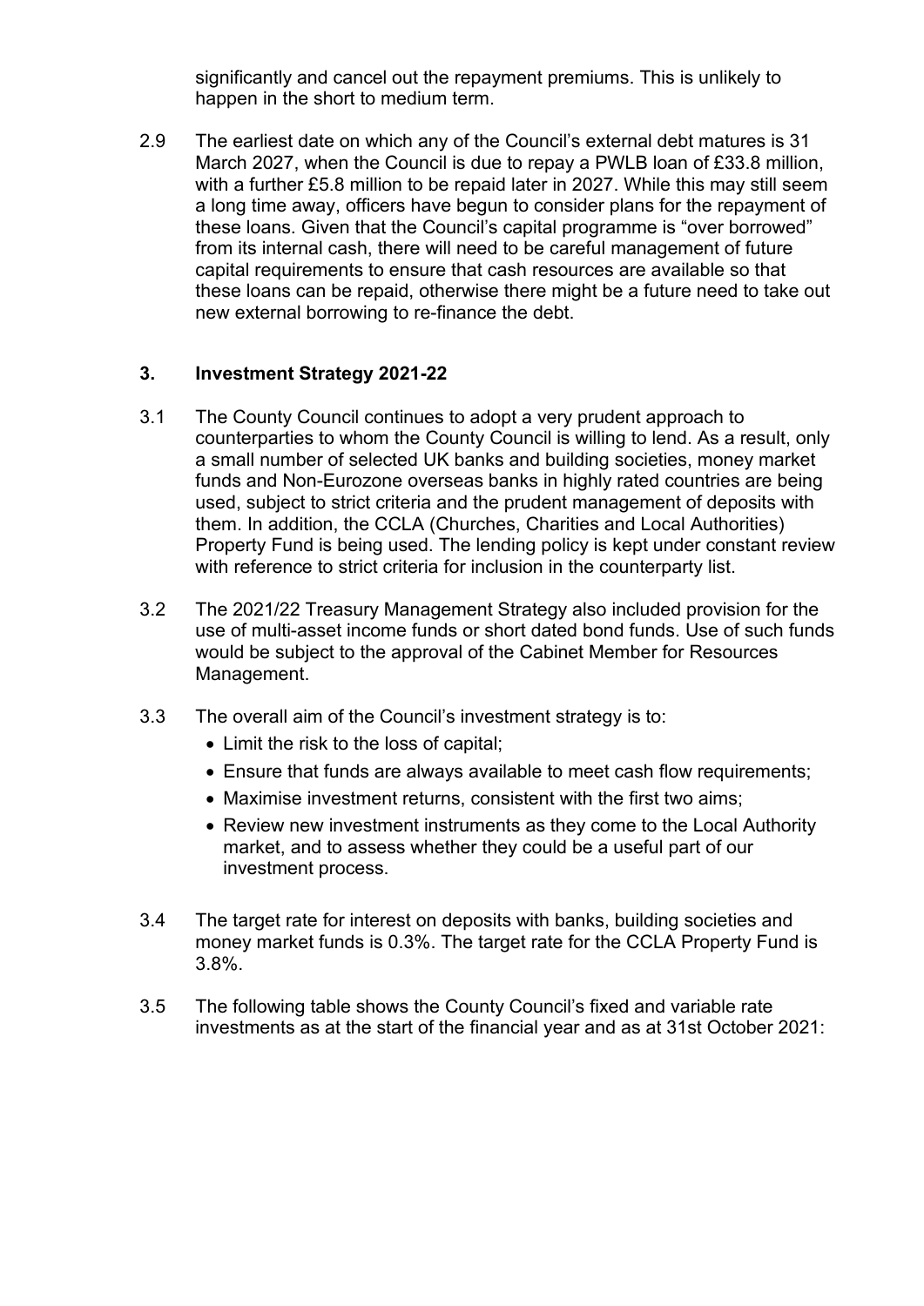significantly and cancel out the repayment premiums. This is unlikely to happen in the short to medium term.

2.9 The earliest date on which any of the Council's external debt matures is 31 March 2027, when the Council is due to repay a PWLB loan of £33.8 million, with a further £5.8 million to be repaid later in 2027. While this may still seem a long time away, officers have begun to consider plans for the repayment of these loans. Given that the Council's capital programme is "over borrowed" from its internal cash, there will need to be careful management of future capital requirements to ensure that cash resources are available so that these loans can be repaid, otherwise there might be a future need to take out new external borrowing to re-finance the debt.

### 3. Investment Strategy 2021-22

3.1 The County Council continues to adopt a very prudent approach to counterparties to whom the County Council is willing to lend. As a result, only a small number of selected UK banks and building societies, money market funds and Non-Eurozone overseas banks in highly rated countries are being used, subject to strict criteria and the prudent management of deposits with them. In addition, the CCLA (Churches, Charities and Local Authorities) Property Fund is being used. The lending policy is kept under constant review with reference to strict criteria for inclusion in the counterparty list.

3.2 The 2021/22 Treasury Management Strategy also included provision for the use of multi-asset income funds or short dated bond funds. Use of such funds would be subject to the approval of the Cabinet Member for Resources Management.

3.3 The overall aim of the Council's investment strategy is to:

- Limit the risk to the loss of capital;
- Ensure that funds are always available to meet cash flow requirements;
- Maximise investment returns, consistent with the first two aims;
- Review new investment instruments as they come to the Local Authority market, and to assess whether they could be a useful part of our investment process.

3.4 The target rate for interest on deposits with banks, building societies and money market funds is 0.3%. The target rate for the CCLA Property Fund is 3.8%.

3.5 The following table shows the County Council's fixed and variable rate investments as at the start of the financial year and as at 31st October 2021: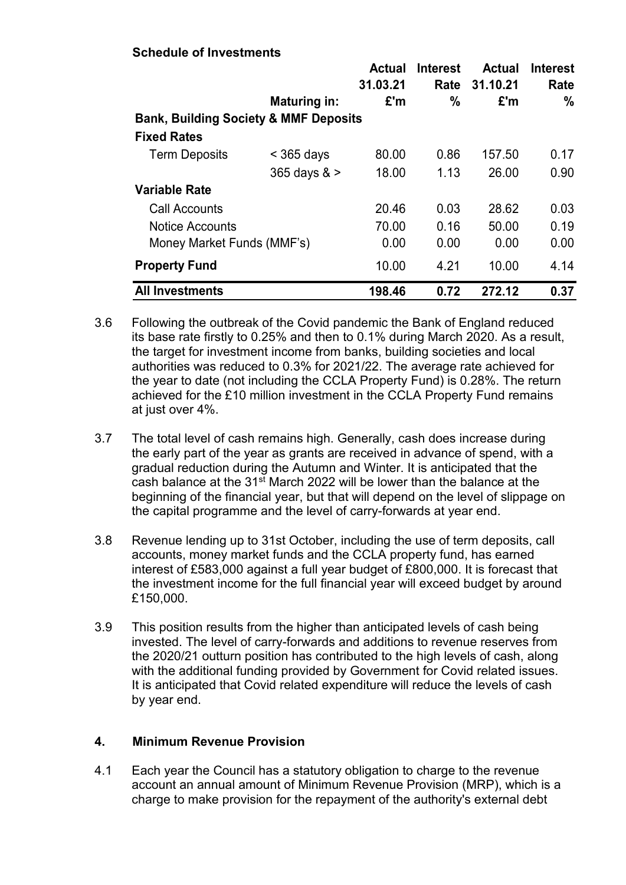**Schedule of Investments**

| | Maturing in: | Actual 31.03.21 £'m | Interest Rate % | Actual 31.10.21 £'m | Interest Rate % |
|---|---|---|---|---|---|
| **Bank, Building Society & MMF Deposits** | | | | | |
| **Fixed Rates** | | | | | |
| Term Deposits | < 365 days | 80.00 | 0.86 | 157.50 | 0.17 |
| | 365 days & > | 18.00 | 1.13 | 26.00 | 0.90 |
| **Variable Rate** | | | | | |
| Call Accounts | | 20.46 | 0.03 | 28.62 | 0.03 |
| Notice Accounts | | 70.00 | 0.16 | 50.00 | 0.19 |
| Money Market Funds (MMF's) | | 0.00 | 0.00 | 0.00 | 0.00 |
| **Property Fund** | | 10.00 | 4.21 | 10.00 | 4.14 |
| **All Investments** | | **198.46** | **0.72** | **272.12** | **0.37** |

3.6 Following the outbreak of the Covid pandemic the Bank of England reduced its base rate firstly to 0.25% and then to 0.1% during March 2020. As a result, the target for investment income from banks, building societies and local authorities was reduced to 0.3% for 2021/22. The average rate achieved for the year to date (not including the CCLA Property Fund) is 0.28%. The return achieved for the £10 million investment in the CCLA Property Fund remains at just over 4%.

3.7 The total level of cash remains high. Generally, cash does increase during the early part of the year as grants are received in advance of spend, with a gradual reduction during the Autumn and Winter. It is anticipated that the cash balance at the 31st March 2022 will be lower than the balance at the beginning of the financial year, but that will depend on the level of slippage on the capital programme and the level of carry-forwards at year end.

3.8 Revenue lending up to 31st October, including the use of term deposits, call accounts, money market funds and the CCLA property fund, has earned interest of £583,000 against a full year budget of £800,000. It is forecast that the investment income for the full financial year will exceed budget by around £150,000.

3.9 This position results from the higher than anticipated levels of cash being invested. The level of carry-forwards and additions to revenue reserves from the 2020/21 outturn position has contributed to the high levels of cash, along with the additional funding provided by Government for Covid related issues. It is anticipated that Covid related expenditure will reduce the levels of cash by year end.

## 4. Minimum Revenue Provision

4.1 Each year the Council has a statutory obligation to charge to the revenue account an annual amount of Minimum Revenue Provision (MRP), which is a charge to make provision for the repayment of the authority's external debt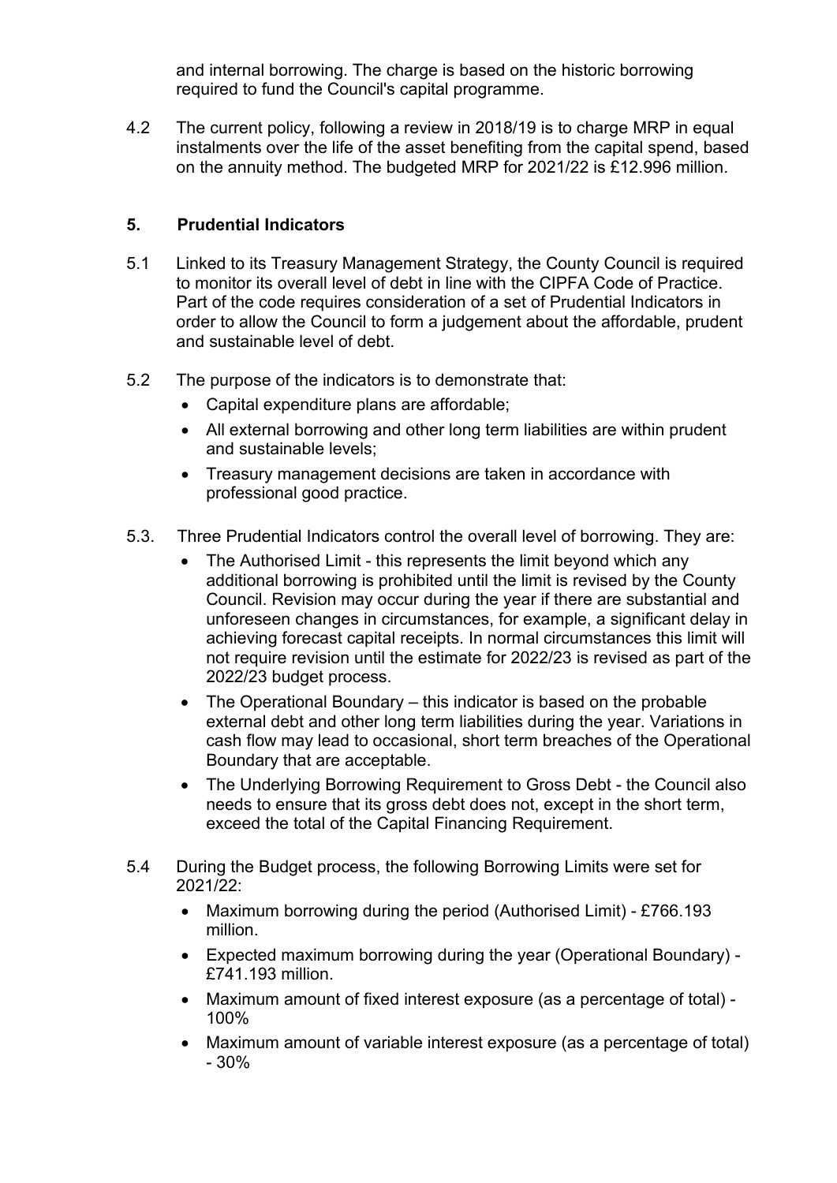and internal borrowing. The charge is based on the historic borrowing required to fund the Council's capital programme.

4.2 The current policy, following a review in 2018/19 is to charge MRP in equal instalments over the life of the asset benefiting from the capital spend, based on the annuity method. The budgeted MRP for 2021/22 is £12.996 million.

## 5. Prudential Indicators

5.1 Linked to its Treasury Management Strategy, the County Council is required to monitor its overall level of debt in line with the CIPFA Code of Practice. Part of the code requires consideration of a set of Prudential Indicators in order to allow the Council to form a judgement about the affordable, prudent and sustainable level of debt.

5.2 The purpose of the indicators is to demonstrate that:

- Capital expenditure plans are affordable;
- All external borrowing and other long term liabilities are within prudent and sustainable levels;
- Treasury management decisions are taken in accordance with professional good practice.

5.3. Three Prudential Indicators control the overall level of borrowing. They are:

- The Authorised Limit - this represents the limit beyond which any additional borrowing is prohibited until the limit is revised by the County Council. Revision may occur during the year if there are substantial and unforeseen changes in circumstances, for example, a significant delay in achieving forecast capital receipts. In normal circumstances this limit will not require revision until the estimate for 2022/23 is revised as part of the 2022/23 budget process.
- The Operational Boundary – this indicator is based on the probable external debt and other long term liabilities during the year. Variations in cash flow may lead to occasional, short term breaches of the Operational Boundary that are acceptable.
- The Underlying Borrowing Requirement to Gross Debt - the Council also needs to ensure that its gross debt does not, except in the short term, exceed the total of the Capital Financing Requirement.

5.4 During the Budget process, the following Borrowing Limits were set for 2021/22:

- Maximum borrowing during the period (Authorised Limit) - £766.193 million.
- Expected maximum borrowing during the year (Operational Boundary) - £741.193 million.
- Maximum amount of fixed interest exposure (as a percentage of total) - 100%
- Maximum amount of variable interest exposure (as a percentage of total) - 30%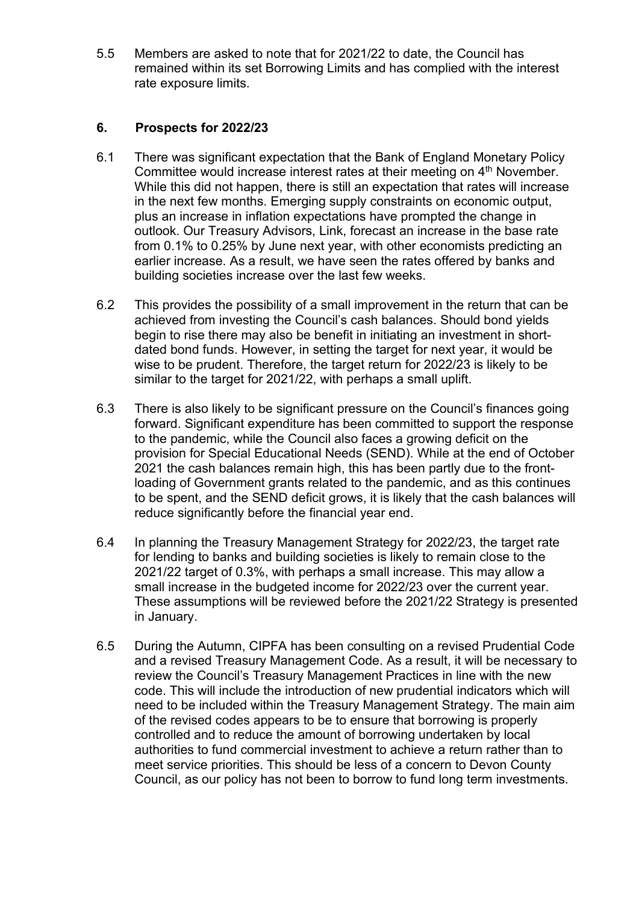5.5 Members are asked to note that for 2021/22 to date, the Council has remained within its set Borrowing Limits and has complied with the interest rate exposure limits.

## 6. Prospects for 2022/23

6.1 There was significant expectation that the Bank of England Monetary Policy Committee would increase interest rates at their meeting on 4th November. While this did not happen, there is still an expectation that rates will increase in the next few months. Emerging supply constraints on economic output, plus an increase in inflation expectations have prompted the change in outlook. Our Treasury Advisors, Link, forecast an increase in the base rate from 0.1% to 0.25% by June next year, with other economists predicting an earlier increase. As a result, we have seen the rates offered by banks and building societies increase over the last few weeks.

6.2 This provides the possibility of a small improvement in the return that can be achieved from investing the Council's cash balances. Should bond yields begin to rise there may also be benefit in initiating an investment in short-dated bond funds. However, in setting the target for next year, it would be wise to be prudent. Therefore, the target return for 2022/23 is likely to be similar to the target for 2021/22, with perhaps a small uplift.

6.3 There is also likely to be significant pressure on the Council's finances going forward. Significant expenditure has been committed to support the response to the pandemic, while the Council also faces a growing deficit on the provision for Special Educational Needs (SEND). While at the end of October 2021 the cash balances remain high, this has been partly due to the front-loading of Government grants related to the pandemic, and as this continues to be spent, and the SEND deficit grows, it is likely that the cash balances will reduce significantly before the financial year end.

6.4 In planning the Treasury Management Strategy for 2022/23, the target rate for lending to banks and building societies is likely to remain close to the 2021/22 target of 0.3%, with perhaps a small increase. This may allow a small increase in the budgeted income for 2022/23 over the current year. These assumptions will be reviewed before the 2021/22 Strategy is presented in January.

6.5 During the Autumn, CIPFA has been consulting on a revised Prudential Code and a revised Treasury Management Code. As a result, it will be necessary to review the Council's Treasury Management Practices in line with the new code. This will include the introduction of new prudential indicators which will need to be included within the Treasury Management Strategy. The main aim of the revised codes appears to be to ensure that borrowing is properly controlled and to reduce the amount of borrowing undertaken by local authorities to fund commercial investment to achieve a return rather than to meet service priorities. This should be less of a concern to Devon County Council, as our policy has not been to borrow to fund long term investments.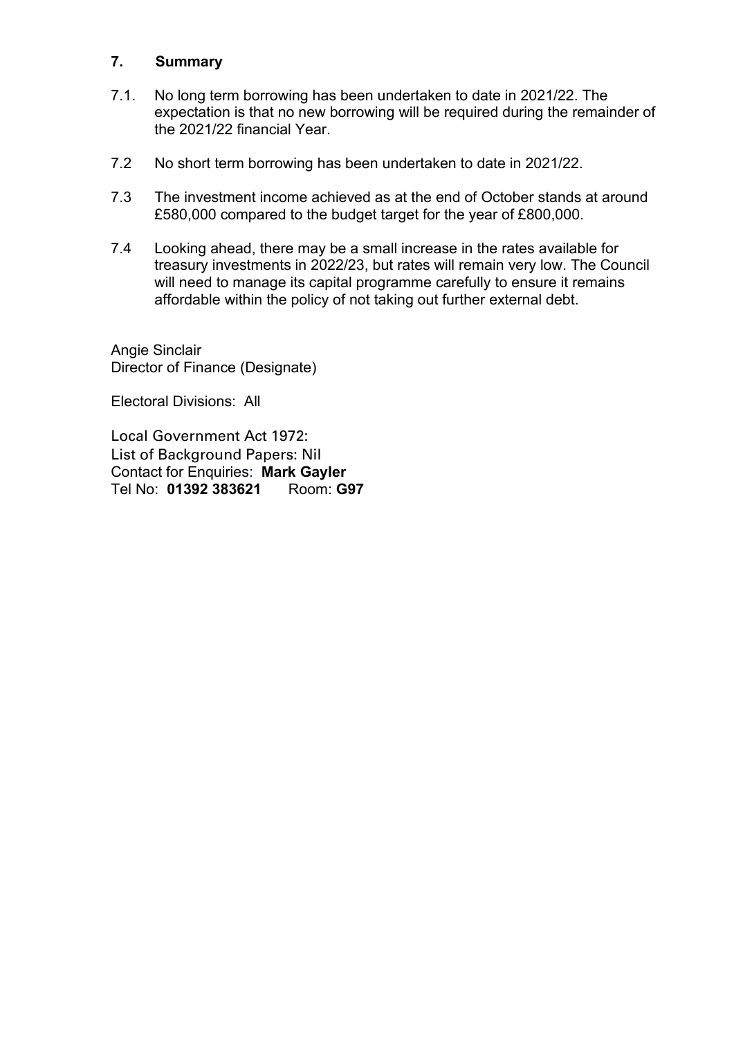## 7. Summary

7.1. No long term borrowing has been undertaken to date in 2021/22. The expectation is that no new borrowing will be required during the remainder of the 2021/22 financial Year.

7.2 No short term borrowing has been undertaken to date in 2021/22.

7.3 The investment income achieved as at the end of October stands at around £580,000 compared to the budget target for the year of £800,000.

7.4 Looking ahead, there may be a small increase in the rates available for treasury investments in 2022/23, but rates will remain very low. The Council will need to manage its capital programme carefully to ensure it remains affordable within the policy of not taking out further external debt.

Angie Sinclair
Director of Finance (Designate)

Electoral Divisions: All

Local Government Act 1972:
List of Background Papers: Nil
Contact for Enquiries: **Mark Gayler**
Tel No: **01392 383621** Room: **G97**